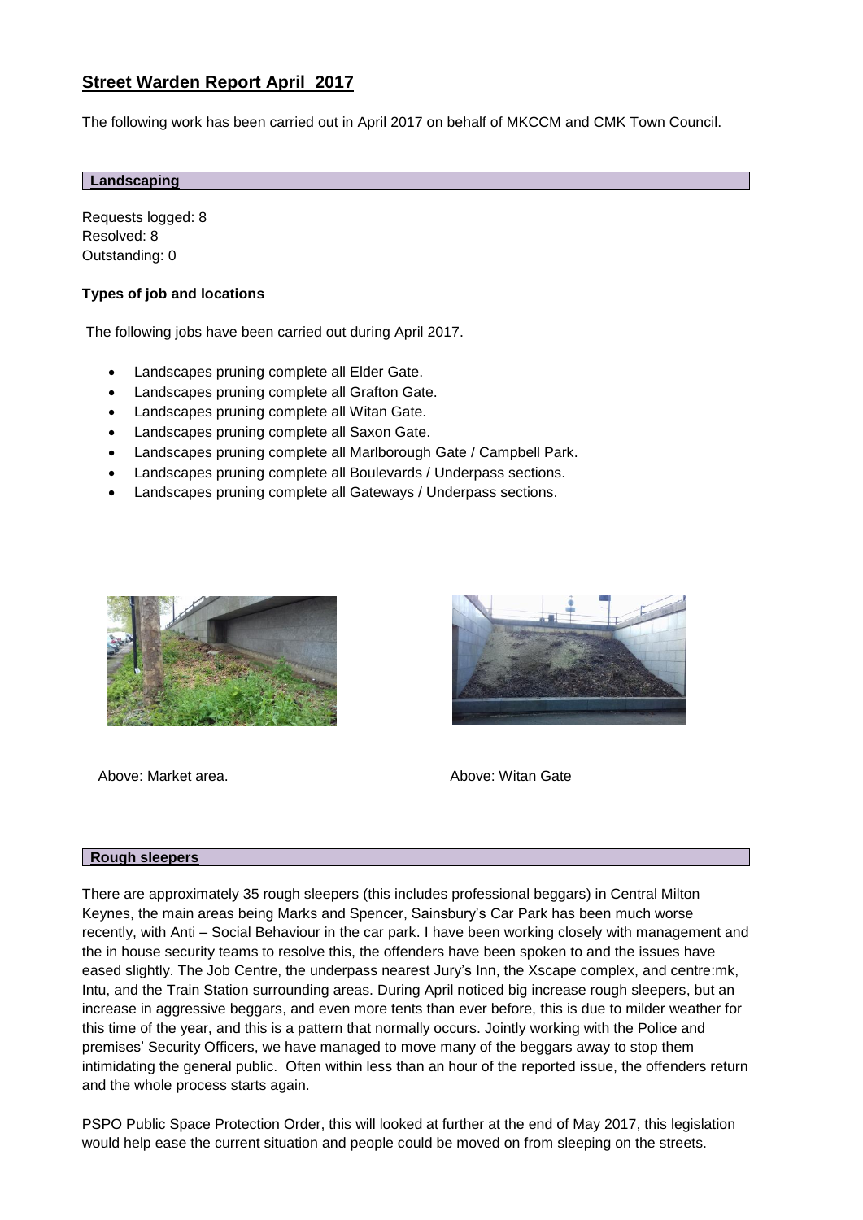# Street Warden Report April 2017

The following work has been carried out in April 2017 on behalf of MKCCM and CMK Town Council.

## Landscaping

Requests logged: 8
Resolved: 8
Outstanding: 0

### Types of job and locations

The following jobs have been carried out during April 2017.

- Landscapes pruning complete all Elder Gate.
- Landscapes pruning complete all Grafton Gate.
- Landscapes pruning complete all Witan Gate.
- Landscapes pruning complete all Saxon Gate.
- Landscapes pruning complete all Marlborough Gate / Campbell Park.
- Landscapes pruning complete all Boulevards / Underpass sections.
- Landscapes pruning complete all Gateways / Underpass sections.

Above: Market area.

Above: Witan Gate

## Rough sleepers

There are approximately 35 rough sleepers (this includes professional beggars) in Central Milton Keynes, the main areas being Marks and Spencer, Sainsbury's Car Park has been much worse recently, with Anti – Social Behaviour in the car park. I have been working closely with management and the in house security teams to resolve this, the offenders have been spoken to and the issues have eased slightly. The Job Centre, the underpass nearest Jury's Inn, the Xscape complex, and centre:mk, Intu, and the Train Station surrounding areas. During April noticed big increase rough sleepers, but an increase in aggressive beggars, and even more tents than ever before, this is due to milder weather for this time of the year, and this is a pattern that normally occurs. Jointly working with the Police and premises' Security Officers, we have managed to move many of the beggars away to stop them intimidating the general public. Often within less than an hour of the reported issue, the offenders return and the whole process starts again.

PSPO Public Space Protection Order, this will looked at further at the end of May 2017, this legislation would help ease the current situation and people could be moved on from sleeping on the streets.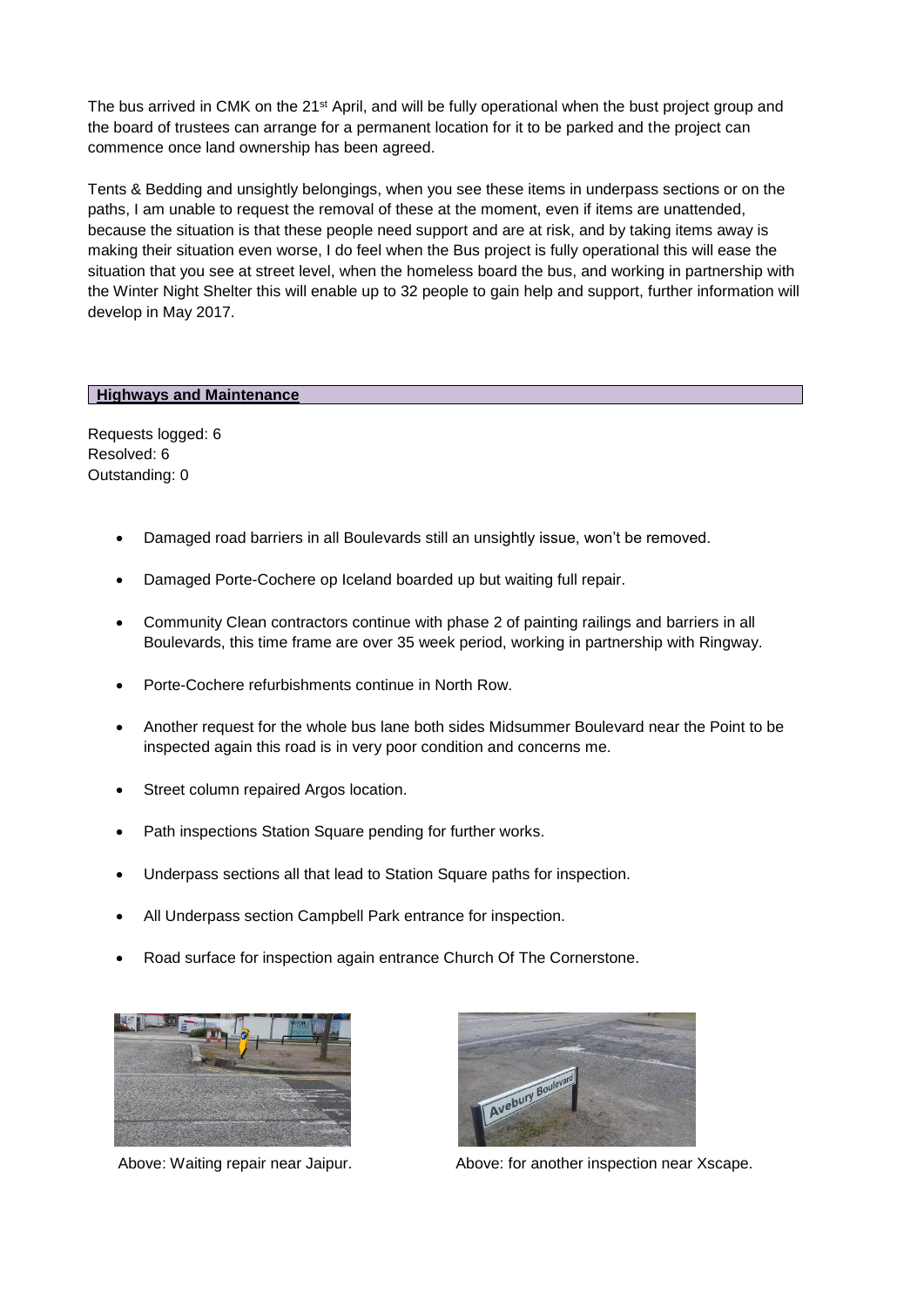The bus arrived in CMK on the 21st April, and will be fully operational when the bust project group and the board of trustees can arrange for a permanent location for it to be parked and the project can commence once land ownership has been agreed.

Tents & Bedding and unsightly belongings, when you see these items in underpass sections or on the paths, I am unable to request the removal of these at the moment, even if items are unattended, because the situation is that these people need support and are at risk, and by taking items away is making their situation even worse, I do feel when the Bus project is fully operational this will ease the situation that you see at street level, when the homeless board the bus, and working in partnership with the Winter Night Shelter this will enable up to 32 people to gain help and support, further information will develop in May 2017.

## Highways and Maintenance

Requests logged: 6
Resolved: 6
Outstanding: 0

- Damaged road barriers in all Boulevards still an unsightly issue, won't be removed.
- Damaged Porte-Cochere op Iceland boarded up but waiting full repair.
- Community Clean contractors continue with phase 2 of painting railings and barriers in all Boulevards, this time frame are over 35 week period, working in partnership with Ringway.
- Porte-Cochere refurbishments continue in North Row.
- Another request for the whole bus lane both sides Midsummer Boulevard near the Point to be inspected again this road is in very poor condition and concerns me.
- Street column repaired Argos location.
- Path inspections Station Square pending for further works.
- Underpass sections all that lead to Station Square paths for inspection.
- All Underpass section Campbell Park entrance for inspection.
- Road surface for inspection again entrance Church Of The Cornerstone.

Above: Waiting repair near Jaipur.

Above: for another inspection near Xscape.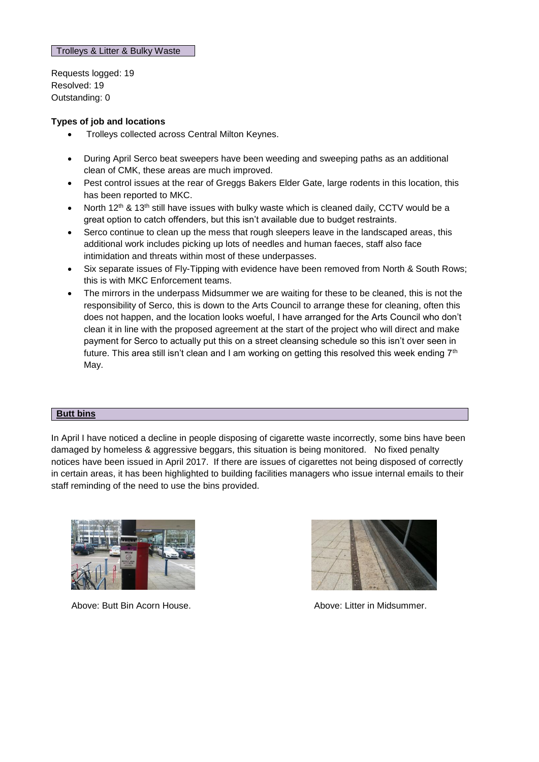## Trolleys & Litter & Bulky Waste

Requests logged: 19
Resolved: 19
Outstanding: 0

**Types of job and locations**

- Trolleys collected across Central Milton Keynes.
- During April Serco beat sweepers have been weeding and sweeping paths as an additional clean of CMK, these areas are much improved.
- Pest control issues at the rear of Greggs Bakers Elder Gate, large rodents in this location, this has been reported to MKC.
- North 12th & 13th still have issues with bulky waste which is cleaned daily, CCTV would be a great option to catch offenders, but this isn't available due to budget restraints.
- Serco continue to clean up the mess that rough sleepers leave in the landscaped areas, this additional work includes picking up lots of needles and human faeces, staff also face intimidation and threats within most of these underpasses.
- Six separate issues of Fly-Tipping with evidence have been removed from North & South Rows; this is with MKC Enforcement teams.
- The mirrors in the underpass Midsummer we are waiting for these to be cleaned, this is not the responsibility of Serco, this is down to the Arts Council to arrange these for cleaning, often this does not happen, and the location looks woeful, I have arranged for the Arts Council who don't clean it in line with the proposed agreement at the start of the project who will direct and make payment for Serco to actually put this on a street cleansing schedule so this isn't over seen in future. This area still isn't clean and I am working on getting this resolved this week ending 7th May.

## Butt bins

In April I have noticed a decline in people disposing of cigarette waste incorrectly, some bins have been damaged by homeless & aggressive beggars, this situation is being monitored. No fixed penalty notices have been issued in April 2017. If there are issues of cigarettes not being disposed of correctly in certain areas, it has been highlighted to building facilities managers who issue internal emails to their staff reminding of the need to use the bins provided.

Above: Butt Bin Acorn House.

Above: Litter in Midsummer.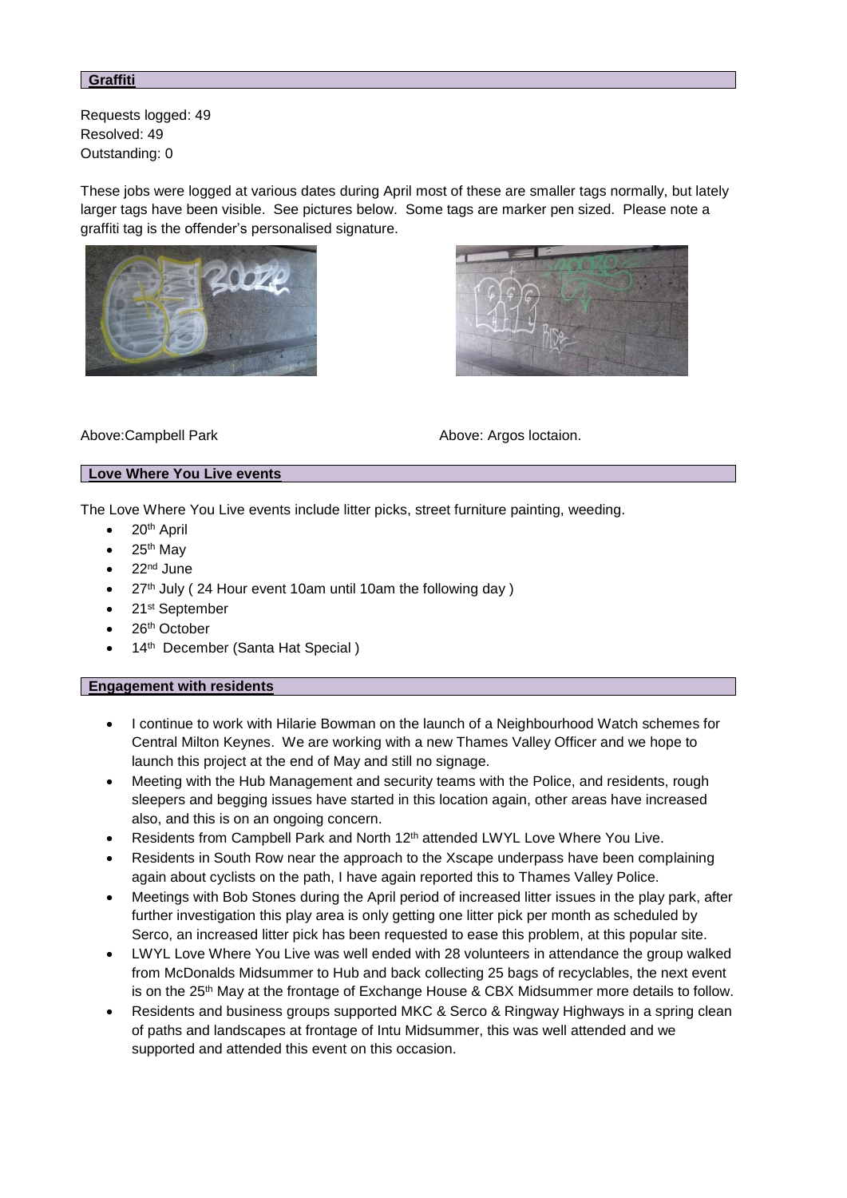## Graffiti

Requests logged: 49
Resolved: 49
Outstanding: 0

These jobs were logged at various dates during April most of these are smaller tags normally, but lately larger tags have been visible. See pictures below. Some tags are marker pen sized. Please note a graffiti tag is the offender's personalised signature.

Above:Campbell Park

Above: Argos loctaion.

## Love Where You Live events

The Love Where You Live events include litter picks, street furniture painting, weeding.

- 20th April
- 25th May
- 22nd June
- 27th July ( 24 Hour event 10am until 10am the following day )
- 21st September
- 26th October
- 14th December (Santa Hat Special )

## Engagement with residents

- I continue to work with Hilarie Bowman on the launch of a Neighbourhood Watch schemes for Central Milton Keynes. We are working with a new Thames Valley Officer and we hope to launch this project at the end of May and still no signage.
- Meeting with the Hub Management and security teams with the Police, and residents, rough sleepers and begging issues have started in this location again, other areas have increased also, and this is on an ongoing concern.
- Residents from Campbell Park and North 12th attended LWYL Love Where You Live.
- Residents in South Row near the approach to the Xscape underpass have been complaining again about cyclists on the path, I have again reported this to Thames Valley Police.
- Meetings with Bob Stones during the April period of increased litter issues in the play park, after further investigation this play area is only getting one litter pick per month as scheduled by Serco, an increased litter pick has been requested to ease this problem, at this popular site.
- LWYL Love Where You Live was well ended with 28 volunteers in attendance the group walked from McDonalds Midsummer to Hub and back collecting 25 bags of recyclables, the next event is on the 25th May at the frontage of Exchange House & CBX Midsummer more details to follow.
- Residents and business groups supported MKC & Serco & Ringway Highways in a spring clean of paths and landscapes at frontage of Intu Midsummer, this was well attended and we supported and attended this event on this occasion.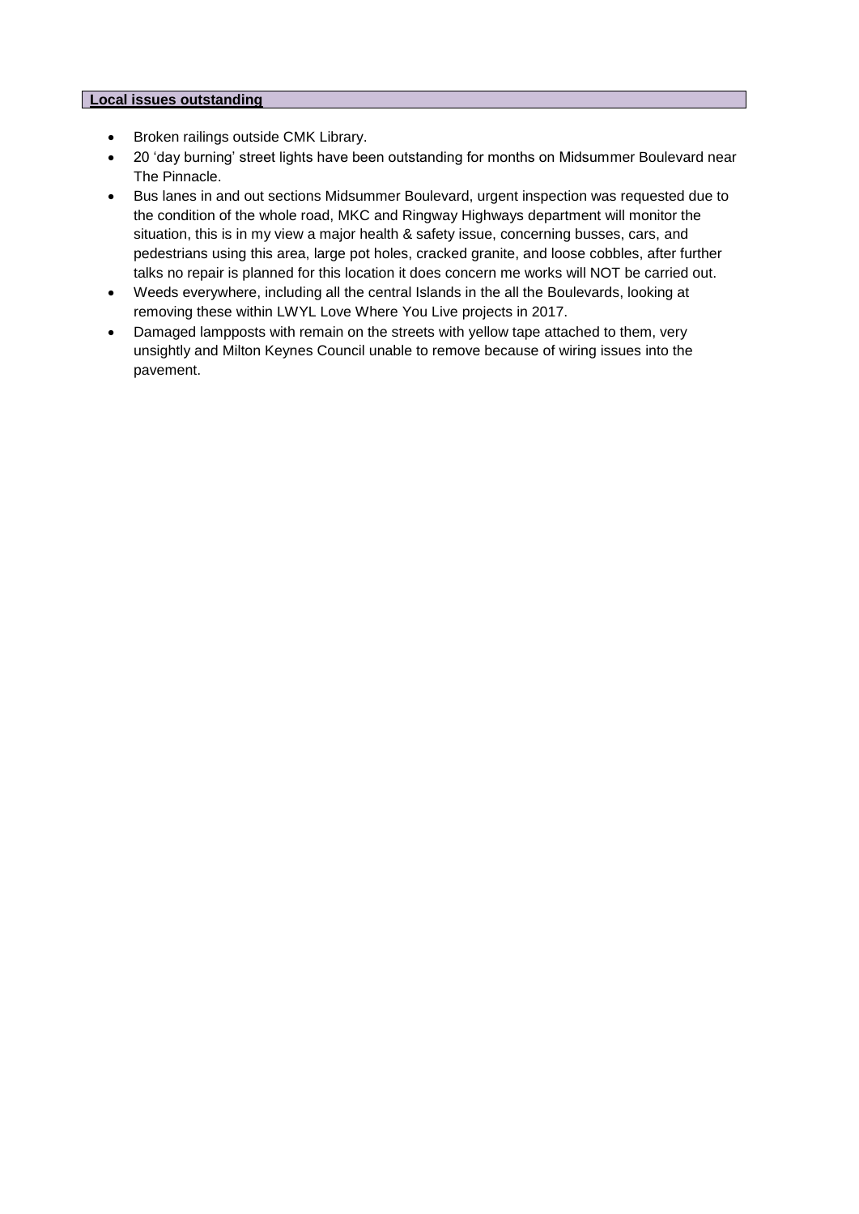**Local issues outstanding**

- Broken railings outside CMK Library.
- 20 'day burning' street lights have been outstanding for months on Midsummer Boulevard near The Pinnacle.
- Bus lanes in and out sections Midsummer Boulevard, urgent inspection was requested due to the condition of the whole road, MKC and Ringway Highways department will monitor the situation, this is in my view a major health & safety issue, concerning busses, cars, and pedestrians using this area, large pot holes, cracked granite, and loose cobbles, after further talks no repair is planned for this location it does concern me works will NOT be carried out.
- Weeds everywhere, including all the central Islands in the all the Boulevards, looking at removing these within LWYL Love Where You Live projects in 2017.
- Damaged lampposts with remain on the streets with yellow tape attached to them, very unsightly and Milton Keynes Council unable to remove because of wiring issues into the pavement.